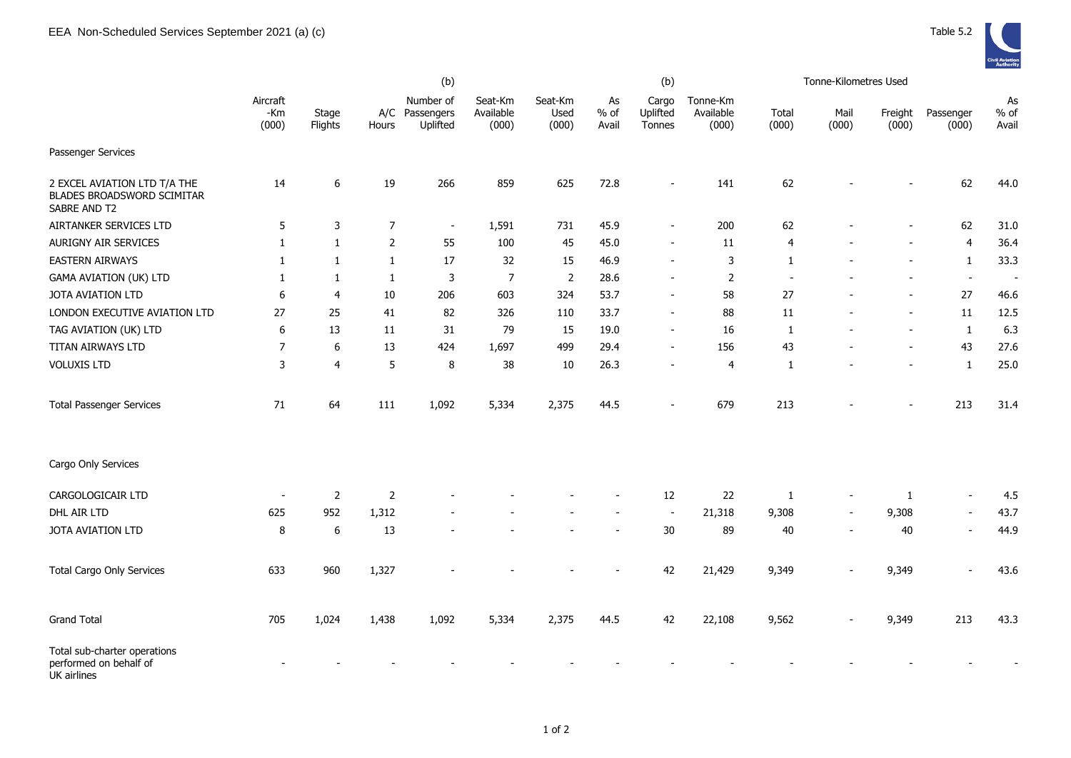EEA Non-Scheduled Services September 2021 (a) (c)

Table 5.2

| | Aircraft -Km (000) | Stage Flights | A/C Hours | (b) Number of Passengers Uplifted | Seat-Km Available (000) | Seat-Km Used (000) | As % of Avail | (b) Cargo Uplifted Tonnes | Tonne-Km Available (000) | Tonne-Kilometres Used Total (000) | Mail (000) | Freight (000) | Passenger (000) | As % of Avail |
|---|---|---|---|---|---|---|---|---|---|---|---|---|---|---|
| Passenger Services | | | | | | | | | | | | | | |
| 2 EXCEL AVIATION LTD T/A THE BLADES BROADSWORD SCIMITAR SABRE AND T2 | 14 | 6 | 19 | 266 | 859 | 625 | 72.8 | - | 141 | 62 | - | - | 62 | 44.0 |
| AIRTANKER SERVICES LTD | 5 | 3 | 7 | - | 1,591 | 731 | 45.9 | - | 200 | 62 | - | - | 62 | 31.0 |
| AURIGNY AIR SERVICES | 1 | 1 | 2 | 55 | 100 | 45 | 45.0 | - | 11 | 4 | - | - | 4 | 36.4 |
| EASTERN AIRWAYS | 1 | 1 | 1 | 17 | 32 | 15 | 46.9 | - | 3 | 1 | - | - | 1 | 33.3 |
| GAMA AVIATION (UK) LTD | 1 | 1 | 1 | 3 | 7 | 2 | 28.6 | - | 2 | - | - | - | - | - |
| JOTA AVIATION LTD | 6 | 4 | 10 | 206 | 603 | 324 | 53.7 | - | 58 | 27 | - | - | 27 | 46.6 |
| LONDON EXECUTIVE AVIATION LTD | 27 | 25 | 41 | 82 | 326 | 110 | 33.7 | - | 88 | 11 | - | - | 11 | 12.5 |
| TAG AVIATION (UK) LTD | 6 | 13 | 11 | 31 | 79 | 15 | 19.0 | - | 16 | 1 | - | - | 1 | 6.3 |
| TITAN AIRWAYS LTD | 7 | 6 | 13 | 424 | 1,697 | 499 | 29.4 | - | 156 | 43 | - | - | 43 | 27.6 |
| VOLUXIS LTD | 3 | 4 | 5 | 8 | 38 | 10 | 26.3 | - | 4 | 1 | - | - | 1 | 25.0 |
| Total Passenger Services | 71 | 64 | 111 | 1,092 | 5,334 | 2,375 | 44.5 | - | 679 | 213 | - | - | 213 | 31.4 |
| Cargo Only Services | | | | | | | | | | | | | | |
| CARGOLOGICAIR LTD | - | 2 | 2 | - | - | - | - | 12 | 22 | 1 | - | 1 | - | 4.5 |
| DHL AIR LTD | 625 | 952 | 1,312 | - | - | - | - | - | 21,318 | 9,308 | - | 9,308 | - | 43.7 |
| JOTA AVIATION LTD | 8 | 6 | 13 | - | - | - | - | 30 | 89 | 40 | - | 40 | - | 44.9 |
| Total Cargo Only Services | 633 | 960 | 1,327 | - | - | - | - | 42 | 21,429 | 9,349 | - | 9,349 | - | 43.6 |
| Grand Total | 705 | 1,024 | 1,438 | 1,092 | 5,334 | 2,375 | 44.5 | 42 | 22,108 | 9,562 | - | 9,349 | 213 | 43.3 |
| Total sub-charter operations performed on behalf of UK airlines | - | - | - | - | - | - | - | - | - | - | - | - | - | - |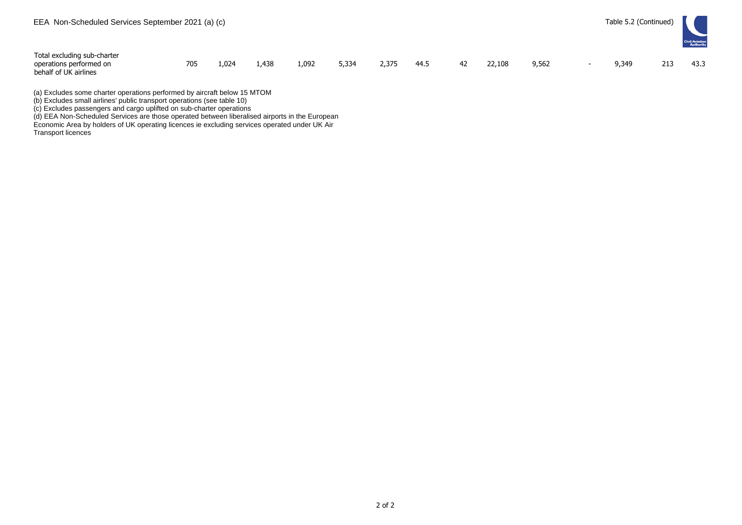# EEA Non-Scheduled Services September 2021 (a) (c)

Table 5.2 (Continued)

| | | | | | | | | | | | | | | |
|---|---|---|---|---|---|---|---|---|---|---|---|---|---|---|
| Total excluding sub-charter operations performed on behalf of UK airlines | 705 | 1,024 | 1,438 | 1,092 | 5,334 | 2,375 | 44.5 | 42 | 22,108 | 9,562 | - | 9,349 | 213 | 43.3 |

(a) Excludes some charter operations performed by aircraft below 15 MTOM
(b) Excludes small airlines' public transport operations (see table 10)
(c) Excludes passengers and cargo uplifted on sub-charter operations
(d) EEA Non-Scheduled Services are those operated between liberalised airports in the European Economic Area by holders of UK operating licences ie excluding services operated under UK Air Transport licences